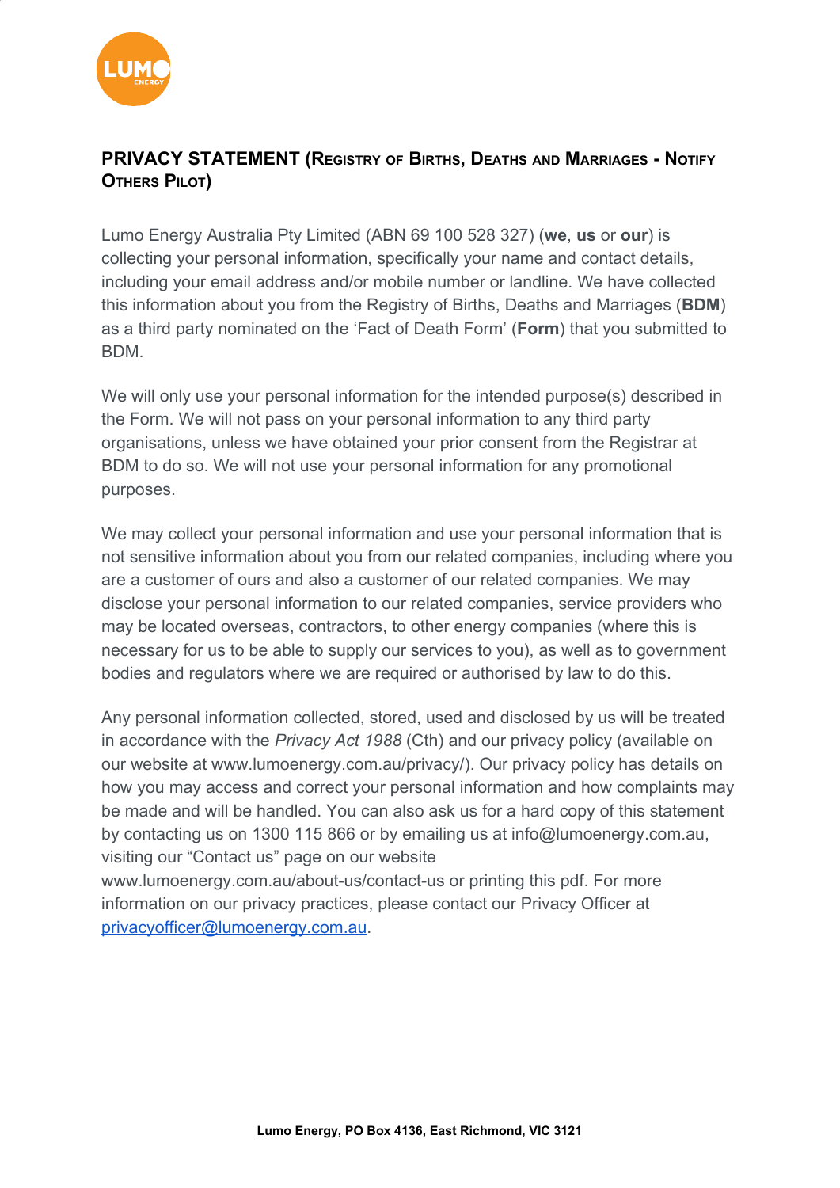## PRIVACY STATEMENT (Registry of Births, Deaths and Marriages - Notify Others Pilot)

Lumo Energy Australia Pty Limited (ABN 69 100 528 327) (**we**, **us** or **our**) is collecting your personal information, specifically your name and contact details, including your email address and/or mobile number or landline. We have collected this information about you from the Registry of Births, Deaths and Marriages (**BDM**) as a third party nominated on the 'Fact of Death Form' (**Form**) that you submitted to BDM.

We will only use your personal information for the intended purpose(s) described in the Form. We will not pass on your personal information to any third party organisations, unless we have obtained your prior consent from the Registrar at BDM to do so. We will not use your personal information for any promotional purposes.

We may collect your personal information and use your personal information that is not sensitive information about you from our related companies, including where you are a customer of ours and also a customer of our related companies. We may disclose your personal information to our related companies, service providers who may be located overseas, contractors, to other energy companies (where this is necessary for us to be able to supply our services to you), as well as to government bodies and regulators where we are required or authorised by law to do this.

Any personal information collected, stored, used and disclosed by us will be treated in accordance with the *Privacy Act 1988* (Cth) and our privacy policy (available on our website at www.lumoenergy.com.au/privacy/). Our privacy policy has details on how you may access and correct your personal information and how complaints may be made and will be handled. You can also ask us for a hard copy of this statement by contacting us on 1300 115 866 or by emailing us at info@lumoenergy.com.au, visiting our "Contact us" page on our website www.lumoenergy.com.au/about-us/contact-us or printing this pdf. For more information on our privacy practices, please contact our Privacy Officer at privacyofficer@lumoenergy.com.au.

**Lumo Energy, PO Box 4136, East Richmond, VIC 3121**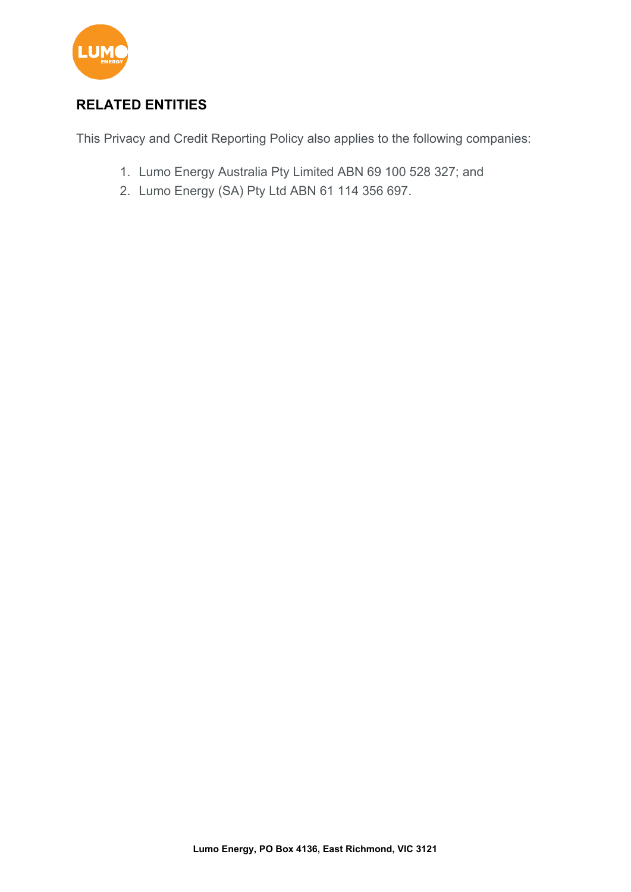## RELATED ENTITIES

This Privacy and Credit Reporting Policy also applies to the following companies:

1. Lumo Energy Australia Pty Limited ABN 69 100 528 327; and
2. Lumo Energy (SA) Pty Ltd ABN 61 114 356 697.